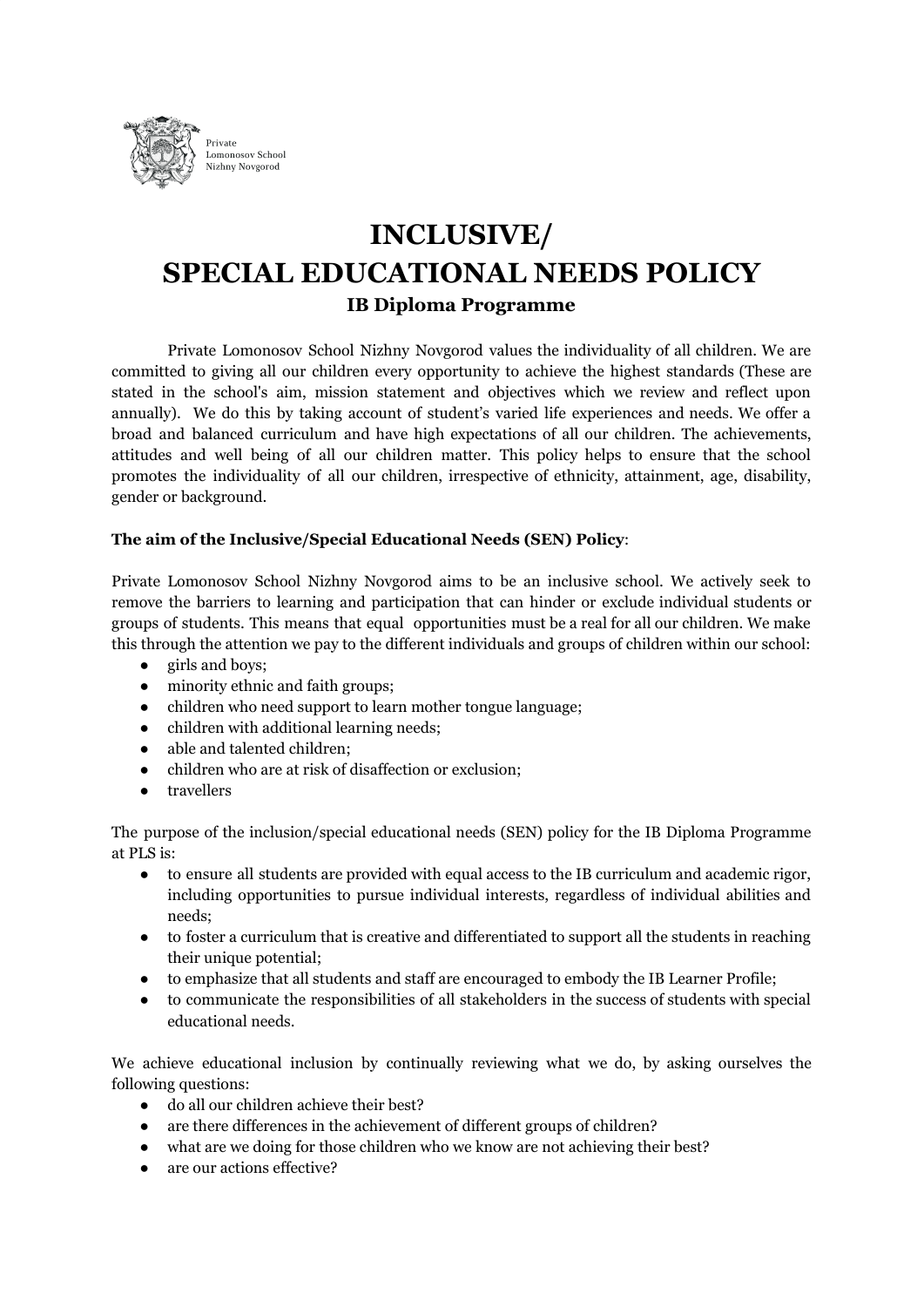Private
Lomonosov School
Nizhny Novgorod

# INCLUSIVE/ SPECIAL EDUCATIONAL NEEDS POLICY

### IB Diploma Programme

Private Lomonosov School Nizhny Novgorod values the individuality of all children. We are committed to giving all our children every opportunity to achieve the highest standards (These are stated in the school's aim, mission statement and objectives which we review and reflect upon annually). We do this by taking account of student's varied life experiences and needs. We offer a broad and balanced curriculum and have high expectations of all our children. The achievements, attitudes and well being of all our children matter. This policy helps to ensure that the school promotes the individuality of all our children, irrespective of ethnicity, attainment, age, disability, gender or background.

**The aim of the Inclusive/Special Educational Needs (SEN) Policy**:

Private Lomonosov School Nizhny Novgorod aims to be an inclusive school. We actively seek to remove the barriers to learning and participation that can hinder or exclude individual students or groups of students. This means that equal opportunities must be a real for all our children. We make this through the attention we pay to the different individuals and groups of children within our school:

- girls and boys;
- minority ethnic and faith groups;
- children who need support to learn mother tongue language;
- children with additional learning needs;
- able and talented children;
- children who are at risk of disaffection or exclusion;
- travellers

The purpose of the inclusion/special educational needs (SEN) policy for the IB Diploma Programme at PLS is:

- to ensure all students are provided with equal access to the IB curriculum and academic rigor, including opportunities to pursue individual interests, regardless of individual abilities and needs;
- to foster a curriculum that is creative and differentiated to support all the students in reaching their unique potential;
- to emphasize that all students and staff are encouraged to embody the IB Learner Profile;
- to communicate the responsibilities of all stakeholders in the success of students with special educational needs.

We achieve educational inclusion by continually reviewing what we do, by asking ourselves the following questions:

- do all our children achieve their best?
- are there differences in the achievement of different groups of children?
- what are we doing for those children who we know are not achieving their best?
- are our actions effective?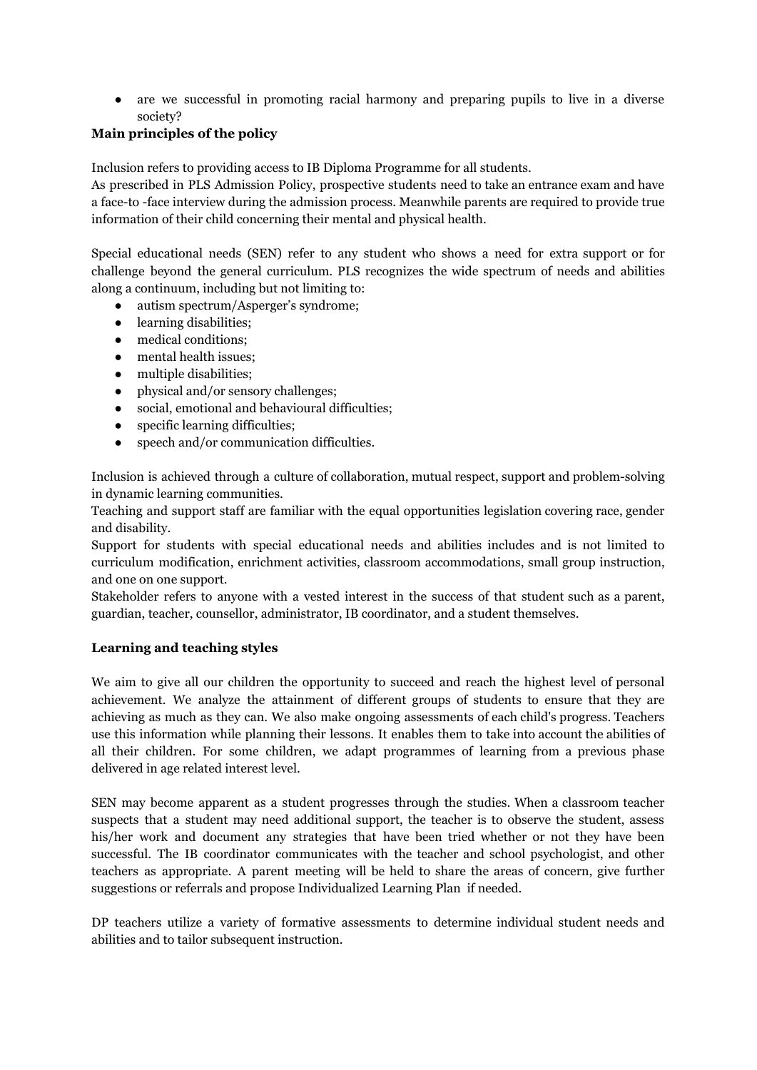- are we successful in promoting racial harmony and preparing pupils to live in a diverse society?

**Main principles of the policy**

Inclusion refers to providing access to IB Diploma Programme for all students.
As prescribed in PLS Admission Policy, prospective students need to take an entrance exam and have a face-to -face interview during the admission process. Meanwhile parents are required to provide true information of their child concerning their mental and physical health.

Special educational needs (SEN) refer to any student who shows a need for extra support or for challenge beyond the general curriculum. PLS recognizes the wide spectrum of needs and abilities along a continuum, including but not limiting to:

- autism spectrum/Asperger's syndrome;
- learning disabilities;
- medical conditions;
- mental health issues;
- multiple disabilities;
- physical and/or sensory challenges;
- social, emotional and behavioural difficulties;
- specific learning difficulties;
- speech and/or communication difficulties.

Inclusion is achieved through a culture of collaboration, mutual respect, support and problem-solving in dynamic learning communities.
Teaching and support staff are familiar with the equal opportunities legislation covering race, gender and disability.
Support for students with special educational needs and abilities includes and is not limited to curriculum modification, enrichment activities, classroom accommodations, small group instruction, and one on one support.
Stakeholder refers to anyone with a vested interest in the success of that student such as a parent, guardian, teacher, counsellor, administrator, IB coordinator, and a student themselves.

**Learning and teaching styles**

We aim to give all our children the opportunity to succeed and reach the highest level of personal achievement. We analyze the attainment of different groups of students to ensure that they are achieving as much as they can. We also make ongoing assessments of each child's progress. Teachers use this information while planning their lessons. It enables them to take into account the abilities of all their children. For some children, we adapt programmes of learning from a previous phase delivered in age related interest level.

SEN may become apparent as a student progresses through the studies. When a classroom teacher suspects that a student may need additional support, the teacher is to observe the student, assess his/her work and document any strategies that have been tried whether or not they have been successful. The IB coordinator communicates with the teacher and school psychologist, and other teachers as appropriate. A parent meeting will be held to share the areas of concern, give further suggestions or referrals and propose Individualized Learning Plan if needed.

DP teachers utilize a variety of formative assessments to determine individual student needs and abilities and to tailor subsequent instruction.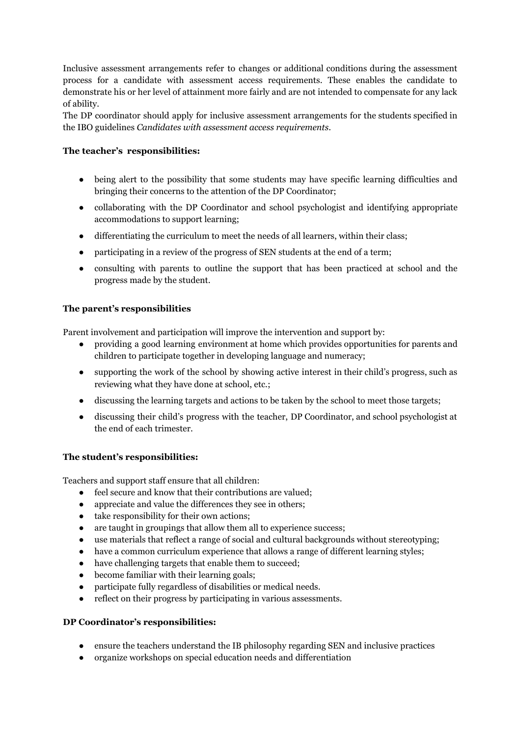Inclusive assessment arrangements refer to changes or additional conditions during the assessment process for a candidate with assessment access requirements. These enables the candidate to demonstrate his or her level of attainment more fairly and are not intended to compensate for any lack of ability.

The DP coordinator should apply for inclusive assessment arrangements for the students specified in the IBO guidelines *Candidates with assessment access requirements*.

**The teacher's responsibilities:**

- being alert to the possibility that some students may have specific learning difficulties and bringing their concerns to the attention of the DP Coordinator;
- collaborating with the DP Coordinator and school psychologist and identifying appropriate accommodations to support learning;
- differentiating the curriculum to meet the needs of all learners, within their class;
- participating in a review of the progress of SEN students at the end of a term;
- consulting with parents to outline the support that has been practiced at school and the progress made by the student.

**The parent's responsibilities**

Parent involvement and participation will improve the intervention and support by:

- providing a good learning environment at home which provides opportunities for parents and children to participate together in developing language and numeracy;
- supporting the work of the school by showing active interest in their child's progress, such as reviewing what they have done at school, etc.;
- discussing the learning targets and actions to be taken by the school to meet those targets;
- discussing their child's progress with the teacher, DP Coordinator, and school psychologist at the end of each trimester.

**The student's responsibilities:**

Teachers and support staff ensure that all children:

- feel secure and know that their contributions are valued;
- appreciate and value the differences they see in others;
- take responsibility for their own actions;
- are taught in groupings that allow them all to experience success;
- use materials that reflect a range of social and cultural backgrounds without stereotyping;
- have a common curriculum experience that allows a range of different learning styles;
- have challenging targets that enable them to succeed;
- become familiar with their learning goals;
- participate fully regardless of disabilities or medical needs.
- reflect on their progress by participating in various assessments.

**DP Coordinator's responsibilities:**

- ensure the teachers understand the IB philosophy regarding SEN and inclusive practices
- organize workshops on special education needs and differentiation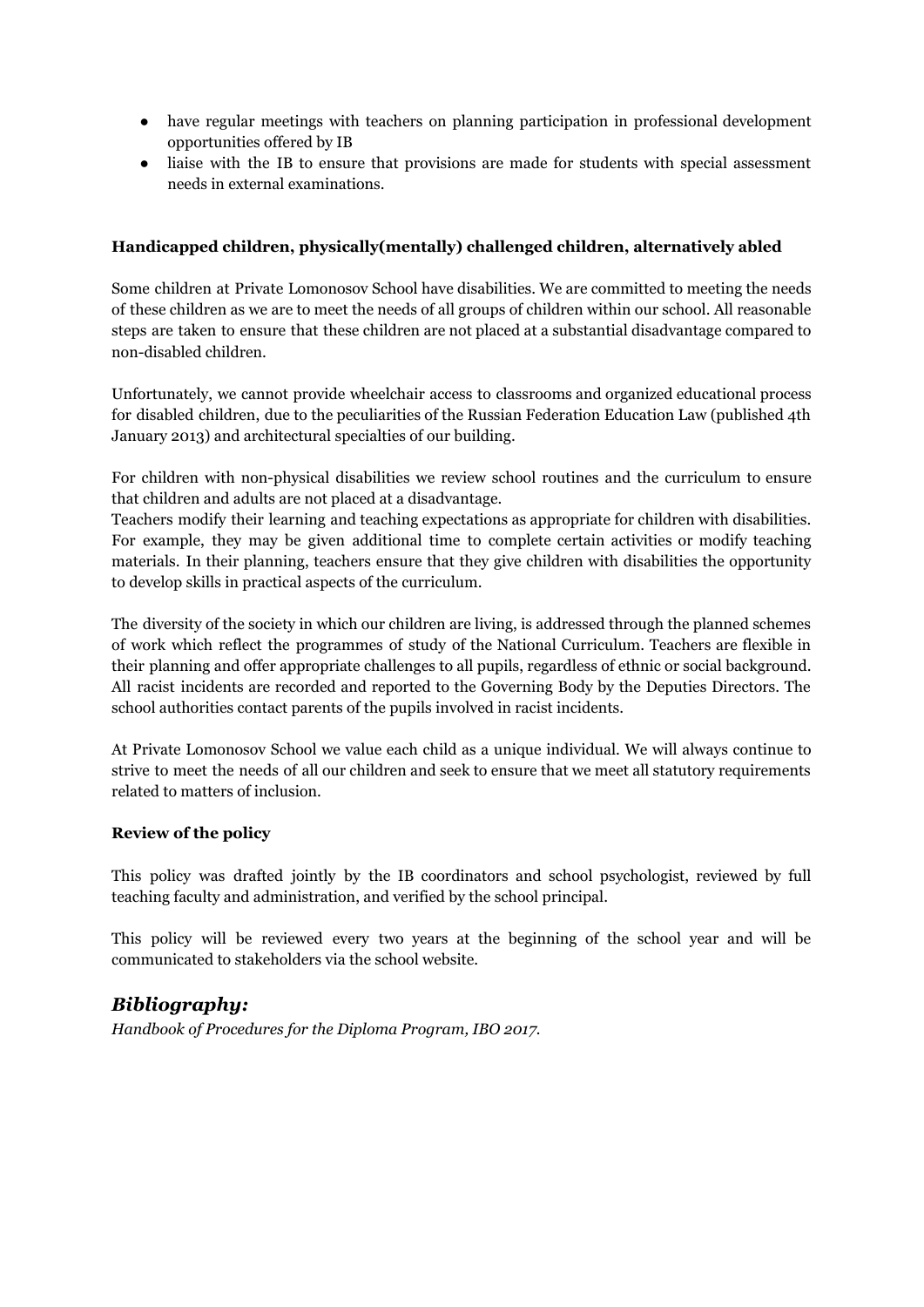- have regular meetings with teachers on planning participation in professional development opportunities offered by IB
- liaise with the IB to ensure that provisions are made for students with special assessment needs in external examinations.

**Handicapped children, physically(mentally) challenged children, alternatively abled**

Some children at Private Lomonosov School have disabilities. We are committed to meeting the needs of these children as we are to meet the needs of all groups of children within our school. All reasonable steps are taken to ensure that these children are not placed at a substantial disadvantage compared to non-disabled children.

Unfortunately, we cannot provide wheelchair access to classrooms and organized educational process for disabled children, due to the peculiarities of the Russian Federation Education Law (published 4th January 2013) and architectural specialties of our building.

For children with non-physical disabilities we review school routines and the curriculum to ensure that children and adults are not placed at a disadvantage.
Teachers modify their learning and teaching expectations as appropriate for children with disabilities. For example, they may be given additional time to complete certain activities or modify teaching materials. In their planning, teachers ensure that they give children with disabilities the opportunity to develop skills in practical aspects of the curriculum.

The diversity of the society in which our children are living, is addressed through the planned schemes of work which reflect the programmes of study of the National Curriculum. Teachers are flexible in their planning and offer appropriate challenges to all pupils, regardless of ethnic or social background. All racist incidents are recorded and reported to the Governing Body by the Deputies Directors. The school authorities contact parents of the pupils involved in racist incidents.

At Private Lomonosov School we value each child as a unique individual. We will always continue to strive to meet the needs of all our children and seek to ensure that we meet all statutory requirements related to matters of inclusion.

**Review of the policy**

This policy was drafted jointly by the IB coordinators and school psychologist, reviewed by full teaching faculty and administration, and verified by the school principal.

This policy will be reviewed every two years at the beginning of the school year and will be communicated to stakeholders via the school website.

## *Bibliography:*

*Handbook of Procedures for the Diploma Program, IBO 2017.*